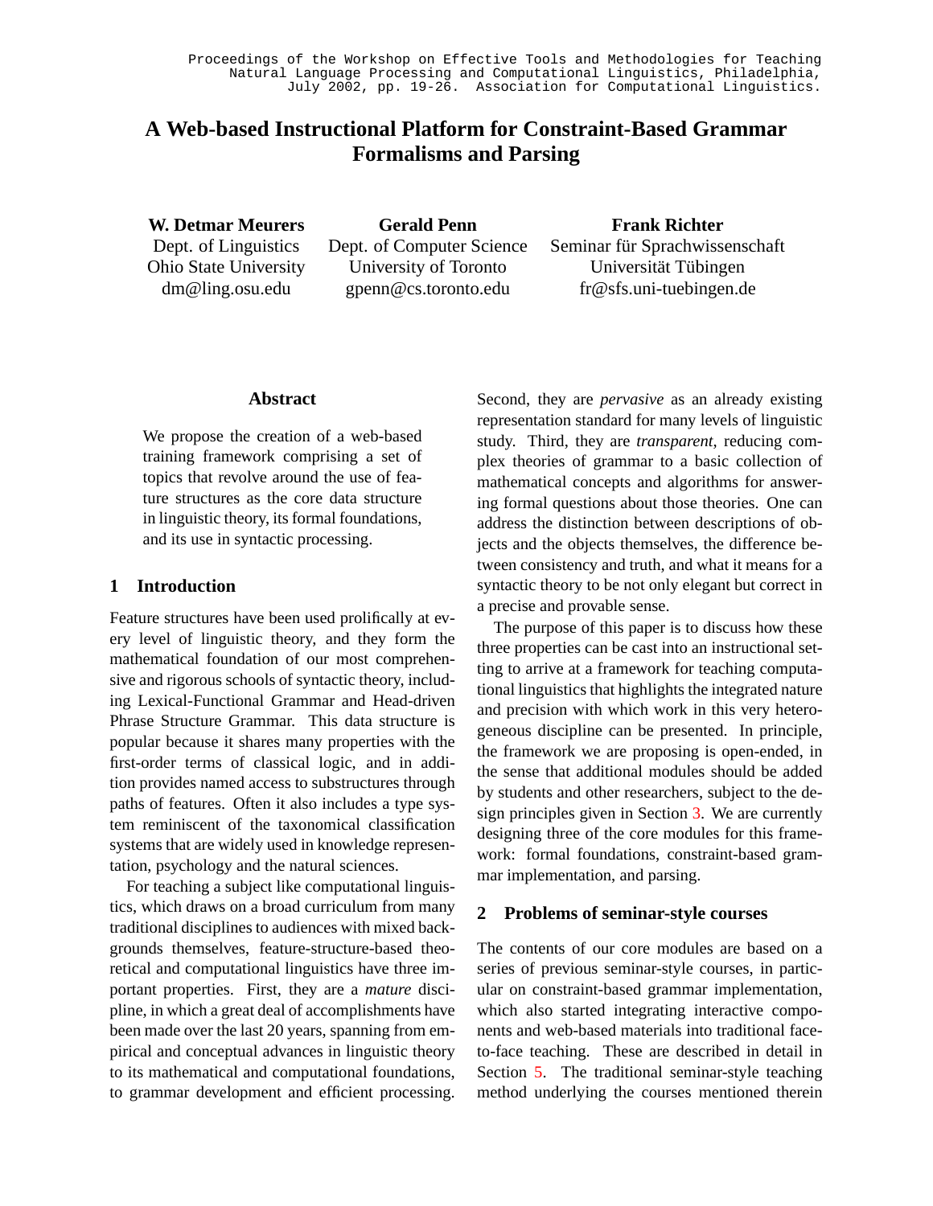Proceedings of the Workshop on Effective Tools and Methodologies for Teaching Natural Language Processing and Computational Linguistics, Philadelphia, July 2002, pp. 19-26. Association for Computational Linguistics.

# A Web-based Instructional Platform for Constraint-Based Grammar Formalisms and Parsing

**W. Detmar Meurers**
Dept. of Linguistics
Ohio State University
dm@ling.osu.edu

**Gerald Penn**
Dept. of Computer Science
University of Toronto
gpenn@cs.toronto.edu

**Frank Richter**
Seminar für Sprachwissenschaft
Universität Tübingen
fr@sfs.uni-tuebingen.de

## Abstract

We propose the creation of a web-based training framework comprising a set of topics that revolve around the use of feature structures as the core data structure in linguistic theory, its formal foundations, and its use in syntactic processing.

## 1 Introduction

Feature structures have been used prolifically at every level of linguistic theory, and they form the mathematical foundation of our most comprehensive and rigorous schools of syntactic theory, including Lexical-Functional Grammar and Head-driven Phrase Structure Grammar. This data structure is popular because it shares many properties with the first-order terms of classical logic, and in addition provides named access to substructures through paths of features. Often it also includes a type system reminiscent of the taxonomical classification systems that are widely used in knowledge representation, psychology and the natural sciences.

For teaching a subject like computational linguistics, which draws on a broad curriculum from many traditional disciplines to audiences with mixed backgrounds themselves, feature-structure-based theoretical and computational linguistics have three important properties. First, they are a *mature* discipline, in which a great deal of accomplishments have been made over the last 20 years, spanning from empirical and conceptual advances in linguistic theory to its mathematical and computational foundations, to grammar development and efficient processing. Second, they are *pervasive* as an already existing representation standard for many levels of linguistic study. Third, they are *transparent*, reducing complex theories of grammar to a basic collection of mathematical concepts and algorithms for answering formal questions about those theories. One can address the distinction between descriptions of objects and the objects themselves, the difference between consistency and truth, and what it means for a syntactic theory to be not only elegant but correct in a precise and provable sense.

The purpose of this paper is to discuss how these three properties can be cast into an instructional setting to arrive at a framework for teaching computational linguistics that highlights the integrated nature and precision with which work in this very heterogeneous discipline can be presented. In principle, the framework we are proposing is open-ended, in the sense that additional modules should be added by students and other researchers, subject to the design principles given in Section 3. We are currently designing three of the core modules for this framework: formal foundations, constraint-based grammar implementation, and parsing.

## 2 Problems of seminar-style courses

The contents of our core modules are based on a series of previous seminar-style courses, in particular on constraint-based grammar implementation, which also started integrating interactive components and web-based materials into traditional face-to-face teaching. These are described in detail in Section 5. The traditional seminar-style teaching method underlying the courses mentioned therein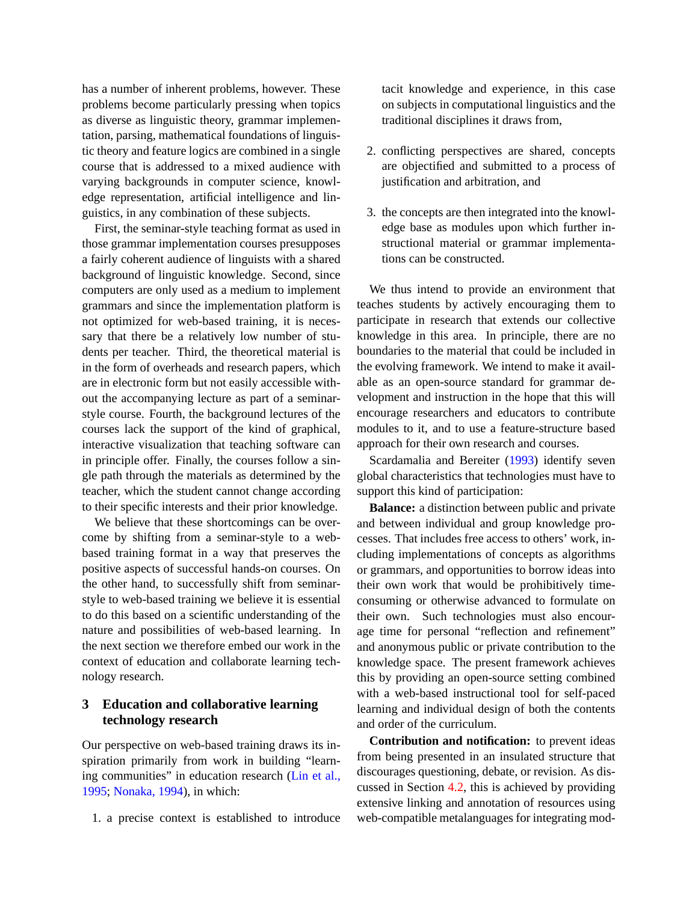has a number of inherent problems, however. These problems become particularly pressing when topics as diverse as linguistic theory, grammar implementation, parsing, mathematical foundations of linguistic theory and feature logics are combined in a single course that is addressed to a mixed audience with varying backgrounds in computer science, knowledge representation, artificial intelligence and linguistics, in any combination of these subjects.

First, the seminar-style teaching format as used in those grammar implementation courses presupposes a fairly coherent audience of linguists with a shared background of linguistic knowledge. Second, since computers are only used as a medium to implement grammars and since the implementation platform is not optimized for web-based training, it is necessary that there be a relatively low number of students per teacher. Third, the theoretical material is in the form of overheads and research papers, which are in electronic form but not easily accessible without the accompanying lecture as part of a seminar-style course. Fourth, the background lectures of the courses lack the support of the kind of graphical, interactive visualization that teaching software can in principle offer. Finally, the courses follow a single path through the materials as determined by the teacher, which the student cannot change according to their specific interests and their prior knowledge.

We believe that these shortcomings can be overcome by shifting from a seminar-style to a web-based training format in a way that preserves the positive aspects of successful hands-on courses. On the other hand, to successfully shift from seminar-style to web-based training we believe it is essential to do this based on a scientific understanding of the nature and possibilities of web-based learning. In the next section we therefore embed our work in the context of education and collaborate learning technology research.

## 3 Education and collaborative learning technology research

Our perspective on web-based training draws its inspiration primarily from work in building "learning communities" in education research (Lin et al., 1995; Nonaka, 1994), in which:

1. a precise context is established to introduce tacit knowledge and experience, in this case on subjects in computational linguistics and the traditional disciplines it draws from,
2. conflicting perspectives are shared, concepts are objectified and submitted to a process of justification and arbitration, and
3. the concepts are then integrated into the knowledge base as modules upon which further instructional material or grammar implementations can be constructed.

We thus intend to provide an environment that teaches students by actively encouraging them to participate in research that extends our collective knowledge in this area. In principle, there are no boundaries to the material that could be included in the evolving framework. We intend to make it available as an open-source standard for grammar development and instruction in the hope that this will encourage researchers and educators to contribute modules to it, and to use a feature-structure based approach for their own research and courses.

Scardamalia and Bereiter (1993) identify seven global characteristics that technologies must have to support this kind of participation:

**Balance:** a distinction between public and private and between individual and group knowledge processes. That includes free access to others' work, including implementations of concepts as algorithms or grammars, and opportunities to borrow ideas into their own work that would be prohibitively time-consuming or otherwise advanced to formulate on their own. Such technologies must also encourage time for personal "reflection and refinement" and anonymous public or private contribution to the knowledge space. The present framework achieves this by providing an open-source setting combined with a web-based instructional tool for self-paced learning and individual design of both the contents and order of the curriculum.

**Contribution and notification:** to prevent ideas from being presented in an insulated structure that discourages questioning, debate, or revision. As discussed in Section 4.2, this is achieved by providing extensive linking and annotation of resources using web-compatible metalanguages for integrating mod-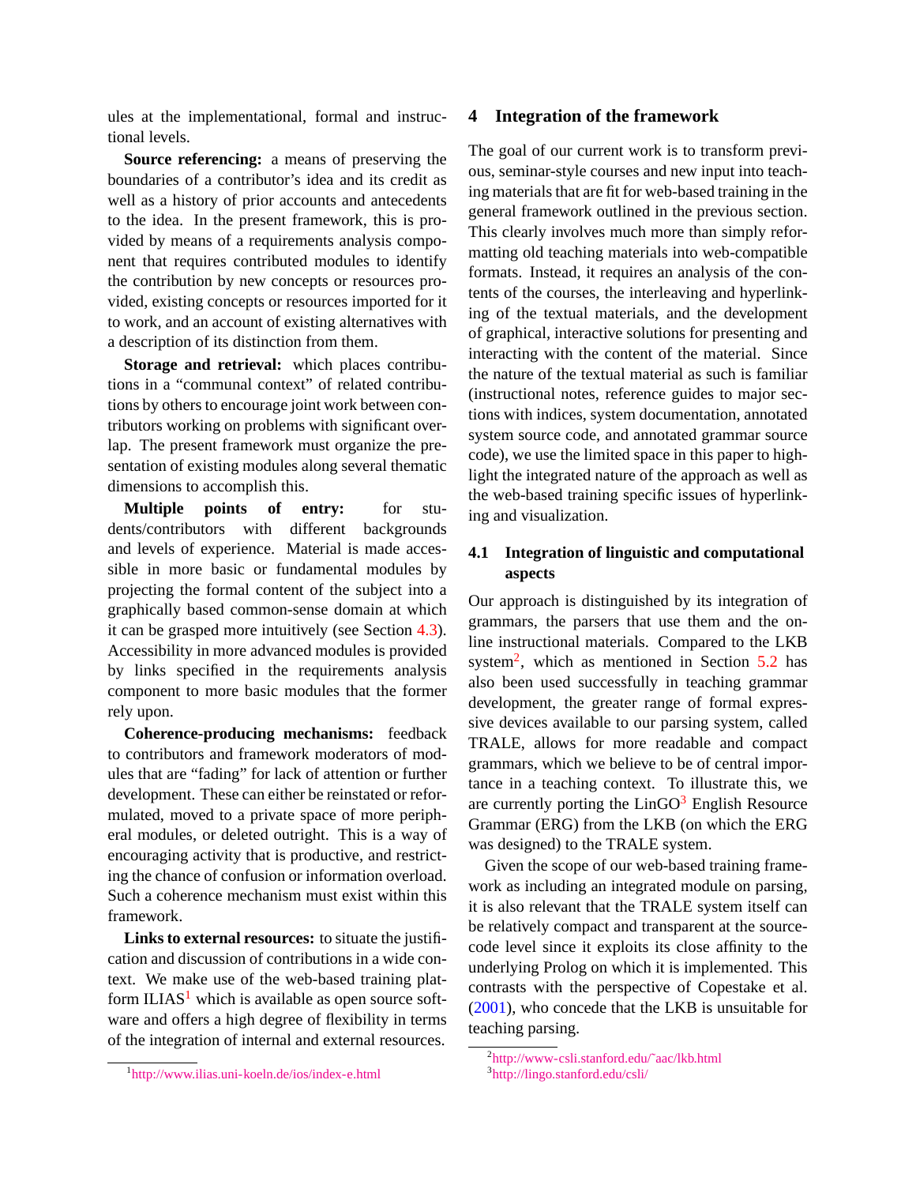ules at the implementational, formal and instructional levels.

**Source referencing:** a means of preserving the boundaries of a contributor's idea and its credit as well as a history of prior accounts and antecedents to the idea. In the present framework, this is provided by means of a requirements analysis component that requires contributed modules to identify the contribution by new concepts or resources provided, existing concepts or resources imported for it to work, and an account of existing alternatives with a description of its distinction from them.

**Storage and retrieval:** which places contributions in a "communal context" of related contributions by others to encourage joint work between contributors working on problems with significant overlap. The present framework must organize the presentation of existing modules along several thematic dimensions to accomplish this.

**Multiple points of entry:** for students/contributors with different backgrounds and levels of experience. Material is made accessible in more basic or fundamental modules by projecting the formal content of the subject into a graphically based common-sense domain at which it can be grasped more intuitively (see Section 4.3). Accessibility in more advanced modules is provided by links specified in the requirements analysis component to more basic modules that the former rely upon.

**Coherence-producing mechanisms:** feedback to contributors and framework moderators of modules that are "fading" for lack of attention or further development. These can either be reinstated or reformulated, moved to a private space of more peripheral modules, or deleted outright. This is a way of encouraging activity that is productive, and restricting the chance of confusion or information overload. Such a coherence mechanism must exist within this framework.

**Links to external resources:** to situate the justification and discussion of contributions in a wide context. We make use of the web-based training platform ILIAS[1] which is available as open source software and offers a high degree of flexibility in terms of the integration of internal and external resources.

[1] http://www.ilias.uni-koeln.de/ios/index-e.html

## 4 Integration of the framework

The goal of our current work is to transform previous, seminar-style courses and new input into teaching materials that are fit for web-based training in the general framework outlined in the previous section. This clearly involves much more than simply reformatting old teaching materials into web-compatible formats. Instead, it requires an analysis of the contents of the courses, the interleaving and hyperlinking of the textual materials, and the development of graphical, interactive solutions for presenting and interacting with the content of the material. Since the nature of the textual material as such is familiar (instructional notes, reference guides to major sections with indices, system documentation, annotated system source code, and annotated grammar source code), we use the limited space in this paper to highlight the integrated nature of the approach as well as the web-based training specific issues of hyperlinking and visualization.

### 4.1 Integration of linguistic and computational aspects

Our approach is distinguished by its integration of grammars, the parsers that use them and the online instructional materials. Compared to the LKB system[2], which as mentioned in Section 5.2 has also been used successfully in teaching grammar development, the greater range of formal expressive devices available to our parsing system, called TRALE, allows for more readable and compact grammars, which we believe to be of central importance in a teaching context. To illustrate this, we are currently porting the LinGO[3] English Resource Grammar (ERG) from the LKB (on which the ERG was designed) to the TRALE system.

Given the scope of our web-based training framework as including an integrated module on parsing, it is also relevant that the TRALE system itself can be relatively compact and transparent at the source-code level since it exploits its close affinity to the underlying Prolog on which it is implemented. This contrasts with the perspective of Copestake et al. (2001), who concede that the LKB is unsuitable for teaching parsing.

[2] http://www-csli.stanford.edu/~aac/lkb.html

[3] http://lingo.stanford.edu/csli/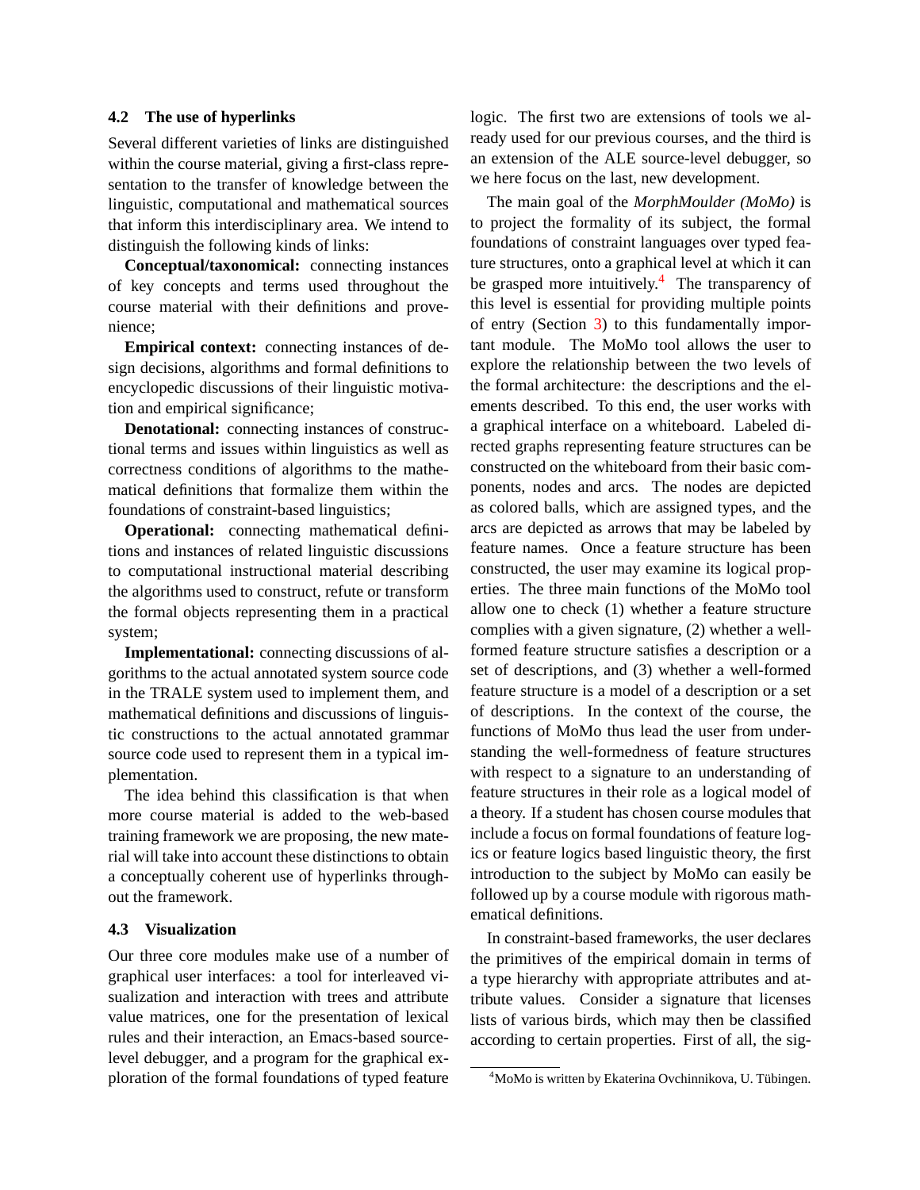### 4.2 The use of hyperlinks

Several different varieties of links are distinguished within the course material, giving a first-class representation to the transfer of knowledge between the linguistic, computational and mathematical sources that inform this interdisciplinary area. We intend to distinguish the following kinds of links:

**Conceptual/taxonomical:** connecting instances of key concepts and terms used throughout the course material with their definitions and provenience;

**Empirical context:** connecting instances of design decisions, algorithms and formal definitions to encyclopedic discussions of their linguistic motivation and empirical significance;

**Denotational:** connecting instances of constructional terms and issues within linguistics as well as correctness conditions of algorithms to the mathematical definitions that formalize them within the foundations of constraint-based linguistics;

**Operational:** connecting mathematical definitions and instances of related linguistic discussions to computational instructional material describing the algorithms used to construct, refute or transform the formal objects representing them in a practical system;

**Implementational:** connecting discussions of algorithms to the actual annotated system source code in the TRALE system used to implement them, and mathematical definitions and discussions of linguistic constructions to the actual annotated grammar source code used to represent them in a typical implementation.

The idea behind this classification is that when more course material is added to the web-based training framework we are proposing, the new material will take into account these distinctions to obtain a conceptually coherent use of hyperlinks throughout the framework.

### 4.3 Visualization

Our three core modules make use of a number of graphical user interfaces: a tool for interleaved visualization and interaction with trees and attribute value matrices, one for the presentation of lexical rules and their interaction, an Emacs-based source-level debugger, and a program for the graphical exploration of the formal foundations of typed feature logic. The first two are extensions of tools we already used for our previous courses, and the third is an extension of the ALE source-level debugger, so we here focus on the last, new development.

The main goal of the *MorphMoulder (MoMo)* is to project the formality of its subject, the formal foundations of constraint languages over typed feature structures, onto a graphical level at which it can be grasped more intuitively.[4] The transparency of this level is essential for providing multiple points of entry (Section 3) to this fundamentally important module. The MoMo tool allows the user to explore the relationship between the two levels of the formal architecture: the descriptions and the elements described. To this end, the user works with a graphical interface on a whiteboard. Labeled directed graphs representing feature structures can be constructed on the whiteboard from their basic components, nodes and arcs. The nodes are depicted as colored balls, which are assigned types, and the arcs are depicted as arrows that may be labeled by feature names. Once a feature structure has been constructed, the user may examine its logical properties. The three main functions of the MoMo tool allow one to check (1) whether a feature structure complies with a given signature, (2) whether a well-formed feature structure satisfies a description or a set of descriptions, and (3) whether a well-formed feature structure is a model of a description or a set of descriptions. In the context of the course, the functions of MoMo thus lead the user from understanding the well-formedness of feature structures with respect to a signature to an understanding of feature structures in their role as a logical model of a theory. If a student has chosen course modules that include a focus on formal foundations of feature logics or feature logics based linguistic theory, the first introduction to the subject by MoMo can easily be followed up by a course module with rigorous mathematical definitions.

In constraint-based frameworks, the user declares the primitives of the empirical domain in terms of a type hierarchy with appropriate attributes and attribute values. Consider a signature that licenses lists of various birds, which may then be classified according to certain properties. First of all, the sig-

[4] MoMo is written by Ekaterina Ovchinnikova, U. Tübingen.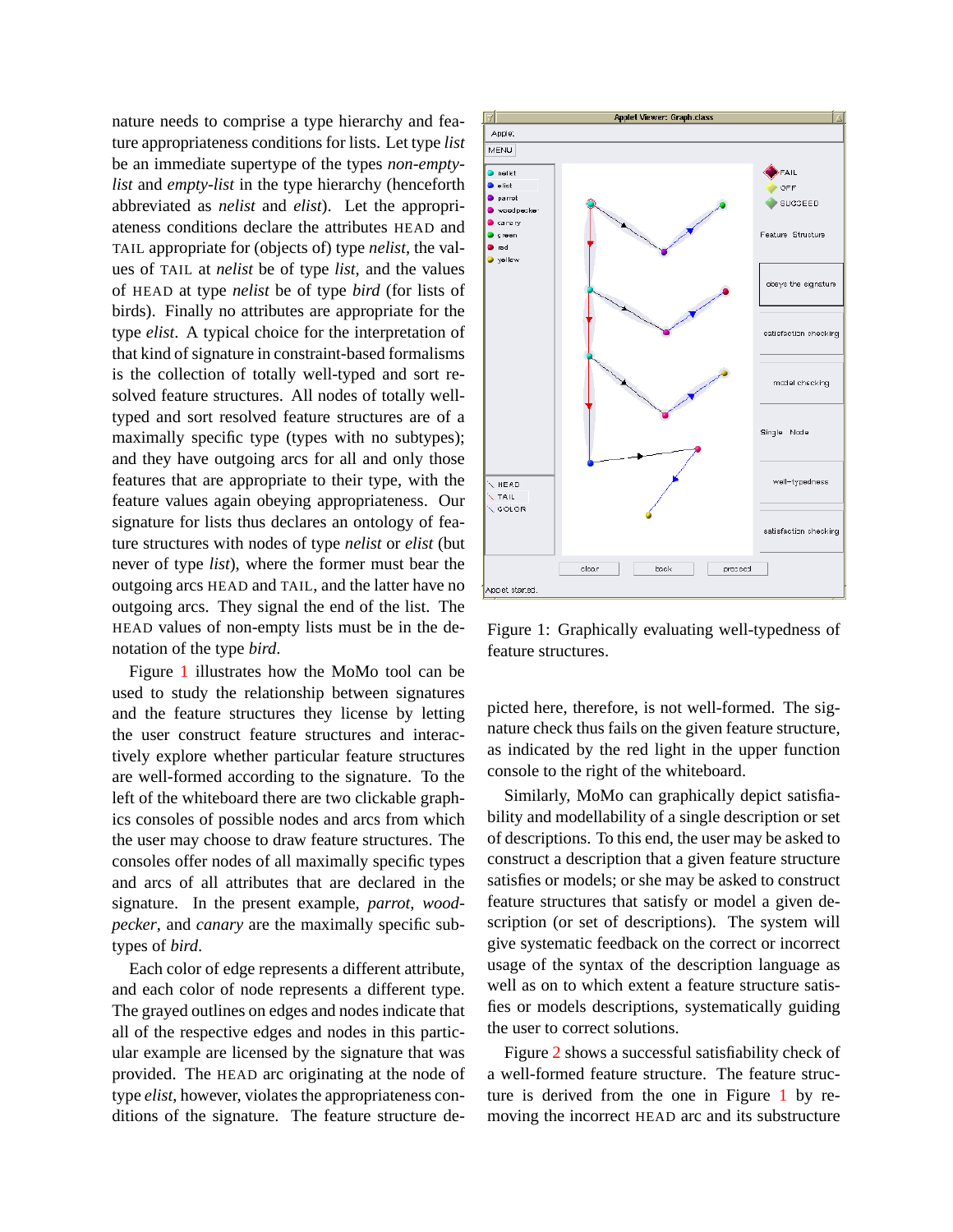nature needs to comprise a type hierarchy and feature appropriateness conditions for lists. Let type *list* be an immediate supertype of the types *non-empty-list* and *empty-list* in the type hierarchy (henceforth abbreviated as *nelist* and *elist*). Let the appropriateness conditions declare the attributes HEAD and TAIL appropriate for (objects of) type *nelist*, the values of TAIL at *nelist* be of type *list*, and the values of HEAD at type *nelist* be of type *bird* (for lists of birds). Finally no attributes are appropriate for the type *elist*. A typical choice for the interpretation of that kind of signature in constraint-based formalisms is the collection of totally well-typed and sort resolved feature structures. All nodes of totally well-typed and sort resolved feature structures are of a maximally specific type (types with no subtypes); and they have outgoing arcs for all and only those features that are appropriate to their type, with the feature values again obeying appropriateness. Our signature for lists thus declares an ontology of feature structures with nodes of type *nelist* or *elist* (but never of type *list*), where the former must bear the outgoing arcs HEAD and TAIL, and the latter have no outgoing arcs. They signal the end of the list. The HEAD values of non-empty lists must be in the denotation of the type *bird*.

Figure 1 illustrates how the MoMo tool can be used to study the relationship between signatures and the feature structures they license by letting the user construct feature structures and interactively explore whether particular feature structures are well-formed according to the signature. To the left of the whiteboard there are two clickable graphics consoles of possible nodes and arcs from which the user may choose to draw feature structures. The consoles offer nodes of all maximally specific types and arcs of all attributes that are declared in the signature. In the present example, *parrot*, *woodpecker*, and *canary* are the maximally specific subtypes of *bird*.

Each color of edge represents a different attribute, and each color of node represents a different type. The grayed outlines on edges and nodes indicate that all of the respective edges and nodes in this particular example are licensed by the signature that was provided. The HEAD arc originating at the node of type *elist*, however, violates the appropriateness conditions of the signature. The feature structure depicted here, therefore, is not well-formed. The signature check thus fails on the given feature structure, as indicated by the red light in the upper function console to the right of the whiteboard.

Figure 1: Graphically evaluating well-typedness of feature structures.

Similarly, MoMo can graphically depict satisfiability and modellability of a single description or set of descriptions. To this end, the user may be asked to construct a description that a given feature structure satisfies or models; or she may be asked to construct feature structures that satisfy or model a given description (or set of descriptions). The system will give systematic feedback on the correct or incorrect usage of the syntax of the description language as well as on to which extent a feature structure satisfies or models descriptions, systematically guiding the user to correct solutions.

Figure 2 shows a successful satisfiability check of a well-formed feature structure. The feature structure is derived from the one in Figure 1 by removing the incorrect HEAD arc and its substructure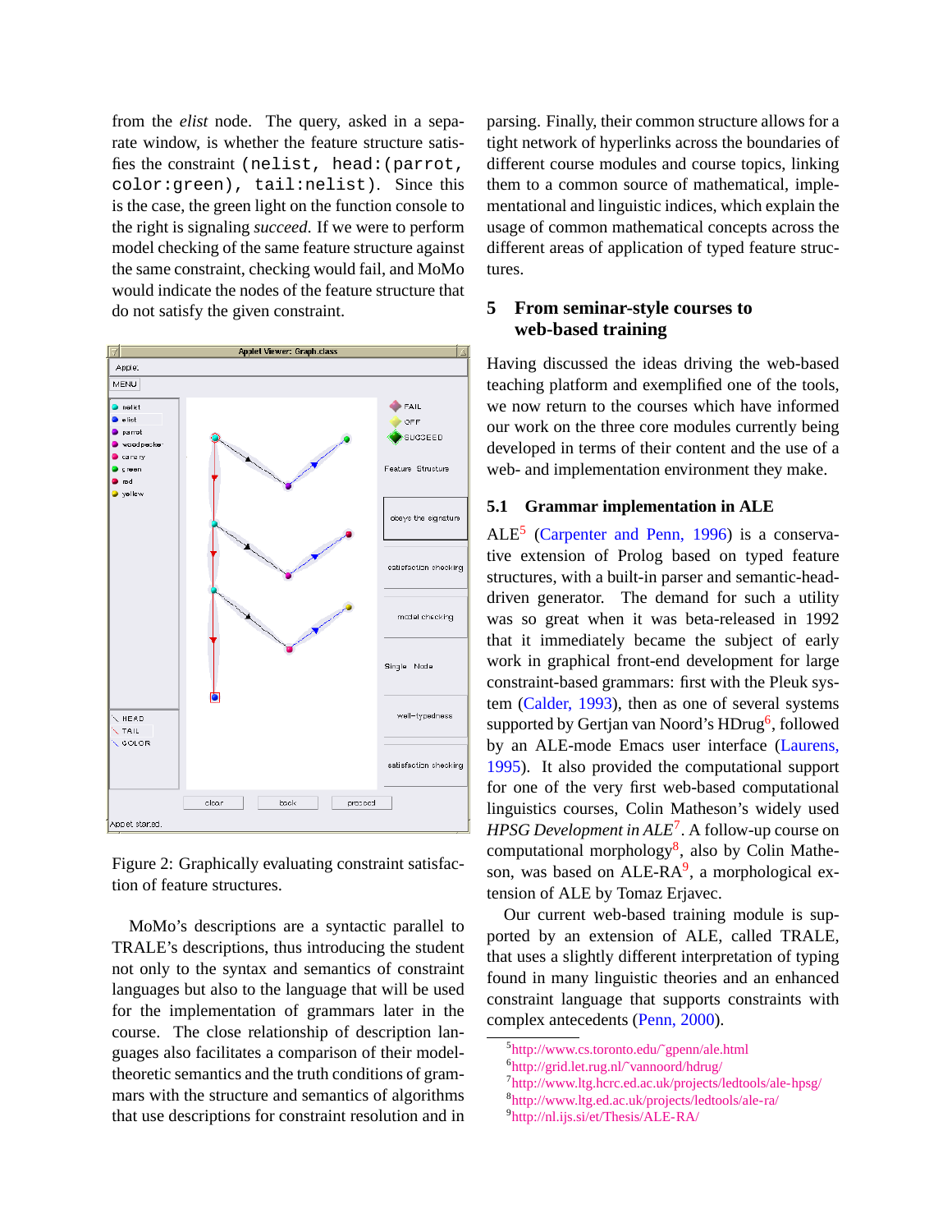from the *elist* node. The query, asked in a separate window, is whether the feature structure satisfies the constraint `(nelist, head:(parrot, color:green), tail:nelist)`. Since this is the case, the green light on the function console to the right is signaling *succeed*. If we were to perform model checking of the same feature structure against the same constraint, checking would fail, and MoMo would indicate the nodes of the feature structure that do not satisfy the given constraint.

Figure 2: Graphically evaluating constraint satisfaction of feature structures.

MoMo's descriptions are a syntactic parallel to TRALE's descriptions, thus introducing the student not only to the syntax and semantics of constraint languages but also to the language that will be used for the implementation of grammars later in the course. The close relationship of description languages also facilitates a comparison of their model-theoretic semantics and the truth conditions of grammars with the structure and semantics of algorithms that use descriptions for constraint resolution and in parsing. Finally, their common structure allows for a tight network of hyperlinks across the boundaries of different course modules and course topics, linking them to a common source of mathematical, implementational and linguistic indices, which explain the usage of common mathematical concepts across the different areas of application of typed feature structures.

## 5 From seminar-style courses to web-based training

Having discussed the ideas driving the web-based teaching platform and exemplified one of the tools, we now return to the courses which have informed our work on the three core modules currently being developed in terms of their content and the use of a web- and implementation environment they make.

### 5.1 Grammar implementation in ALE

ALE[5] (Carpenter and Penn, 1996) is a conservative extension of Prolog based on typed feature structures, with a built-in parser and semantic-head-driven generator. The demand for such a utility was so great when it was beta-released in 1992 that it immediately became the subject of early work in graphical front-end development for large constraint-based grammars: first with the Pleuk system (Calder, 1993), then as one of several systems supported by Gertjan van Noord's HDrug[6], followed by an ALE-mode Emacs user interface (Laurens, 1995). It also provided the computational support for one of the very first web-based computational linguistics courses, Colin Matheson's widely used *HPSG Development in ALE*[7]. A follow-up course on computational morphology[8], also by Colin Matheson, was based on ALE-RA[9], a morphological extension of ALE by Tomaz Erjavec.

Our current web-based training module is supported by an extension of ALE, called TRALE, that uses a slightly different interpretation of typing found in many linguistic theories and an enhanced constraint language that supports constraints with complex antecedents (Penn, 2000).

[5] http://www.cs.toronto.edu/~gpenn/ale.html
[6] http://grid.let.rug.nl/~vannoord/hdrug/
[7] http://www.ltg.hcrc.ed.ac.uk/projects/ledtools/ale-hpsg/
[8] http://www.ltg.ed.ac.uk/projects/ledtools/ale-ra/
[9] http://nl.ijs.si/et/Thesis/ALE-RA/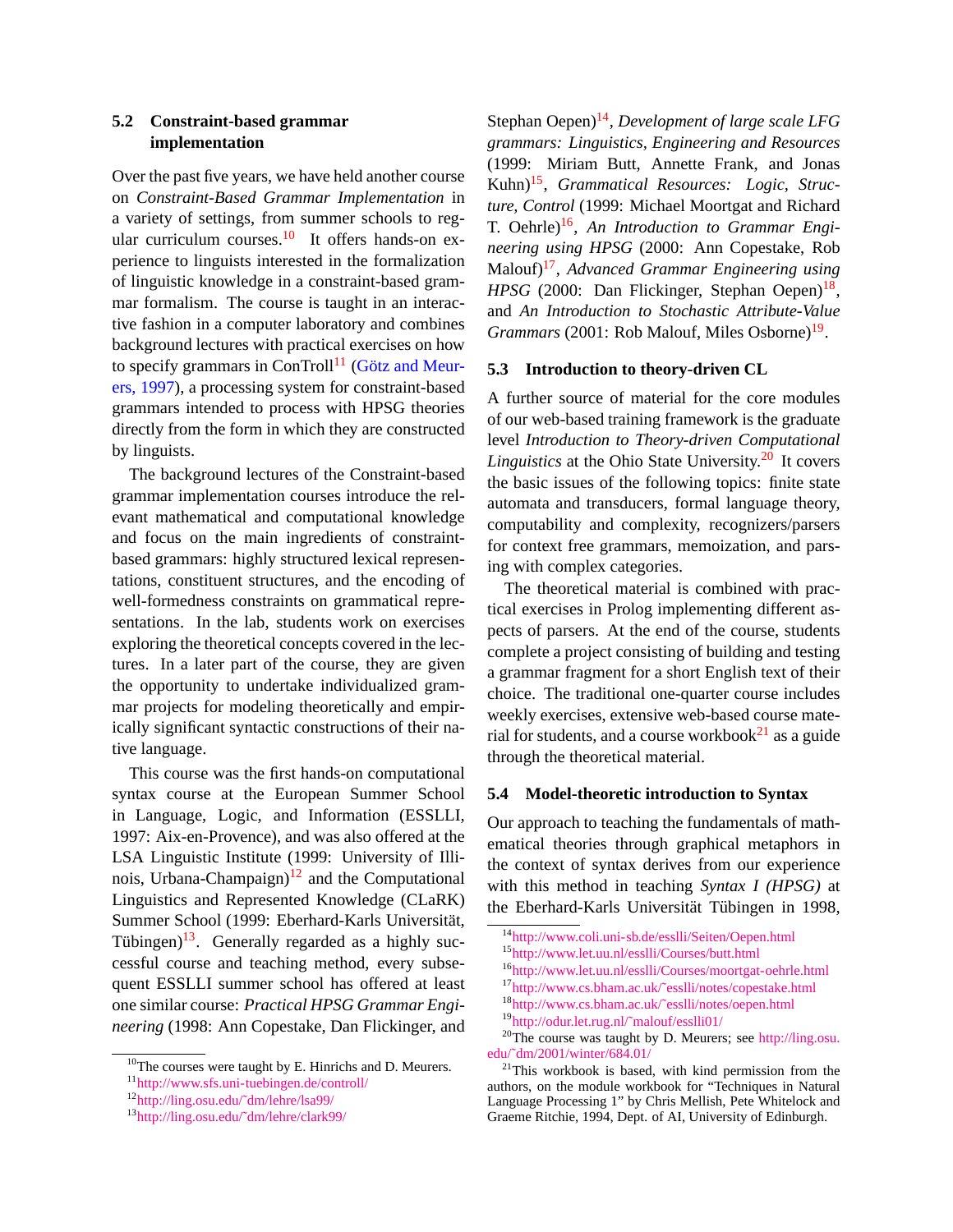## 5.2 Constraint-based grammar implementation

Over the past five years, we have held another course on *Constraint-Based Grammar Implementation* in a variety of settings, from summer schools to regular curriculum courses.[10] It offers hands-on experience to linguists interested in the formalization of linguistic knowledge in a constraint-based grammar formalism. The course is taught in an interactive fashion in a computer laboratory and combines background lectures with practical exercises on how to specify grammars in ConTroll[11] (Götz and Meurers, 1997), a processing system for constraint-based grammars intended to process with HPSG theories directly from the form in which they are constructed by linguists.

The background lectures of the Constraint-based grammar implementation courses introduce the relevant mathematical and computational knowledge and focus on the main ingredients of constraint-based grammars: highly structured lexical representations, constituent structures, and the encoding of well-formedness constraints on grammatical representations. In the lab, students work on exercises exploring the theoretical concepts covered in the lectures. In a later part of the course, they are given the opportunity to undertake individualized grammar projects for modeling theoretically and empirically significant syntactic constructions of their native language.

This course was the first hands-on computational syntax course at the European Summer School in Language, Logic, and Information (ESSLLI, 1997: Aix-en-Provence), and was also offered at the LSA Linguistic Institute (1999: University of Illinois, Urbana-Champaign)[12] and the Computational Linguistics and Represented Knowledge (CLaRK) Summer School (1999: Eberhard-Karls Universität, Tübingen)[13]. Generally regarded as a highly successful course and teaching method, every subsequent ESSLLI summer school has offered at least one similar course: *Practical HPSG Grammar Engineering* (1998: Ann Copestake, Dan Flickinger, and Stephan Oepen)[14], *Development of large scale LFG grammars: Linguistics, Engineering and Resources* (1999: Miriam Butt, Annette Frank, and Jonas Kuhn)[15], *Grammatical Resources: Logic, Structure, Control* (1999: Michael Moortgat and Richard T. Oehrle)[16], *An Introduction to Grammar Engineering using HPSG* (2000: Ann Copestake, Rob Malouf)[17], *Advanced Grammar Engineering using HPSG* (2000: Dan Flickinger, Stephan Oepen)[18], and *An Introduction to Stochastic Attribute-Value Grammars* (2001: Rob Malouf, Miles Osborne)[19].

## 5.3 Introduction to theory-driven CL

A further source of material for the core modules of our web-based training framework is the graduate level *Introduction to Theory-driven Computational Linguistics* at the Ohio State University.[20] It covers the basic issues of the following topics: finite state automata and transducers, formal language theory, computability and complexity, recognizers/parsers for context free grammars, memoization, and parsing with complex categories.

The theoretical material is combined with practical exercises in Prolog implementing different aspects of parsers. At the end of the course, students complete a project consisting of building and testing a grammar fragment for a short English text of their choice. The traditional one-quarter course includes weekly exercises, extensive web-based course material for students, and a course workbook[21] as a guide through the theoretical material.

## 5.4 Model-theoretic introduction to Syntax

Our approach to teaching the fundamentals of mathematical theories through graphical metaphors in the context of syntax derives from our experience with this method in teaching *Syntax I (HPSG)* at the Eberhard-Karls Universität Tübingen in 1998,

---

[10] The courses were taught by E. Hinrichs and D. Meurers.

[11] http://www.sfs.uni-tuebingen.de/controll/

[12] http://ling.osu.edu/˜dm/lehre/lsa99/

[13] http://ling.osu.edu/˜dm/lehre/clark99/

[14] http://www.coli.uni-sb.de/esslli/Seiten/Oepen.html

[15] http://www.let.uu.nl/esslli/Courses/butt.html

[16] http://www.let.uu.nl/esslli/Courses/moortgat-oehrle.html

[17] http://www.cs.bham.ac.uk/˜esslli/notes/copestake.html

[18] http://www.cs.bham.ac.uk/˜esslli/notes/oepen.html

[19] http://odur.let.rug.nl/˜malouf/esslli01/

[20] The course was taught by D. Meurers; see http://ling.osu.edu/˜dm/2001/winter/684.01/

[21] This workbook is based, with kind permission from the authors, on the module workbook for "Techniques in Natural Language Processing 1" by Chris Mellish, Pete Whitelock and Graeme Ritchie, 1994, Dept. of AI, University of Edinburgh.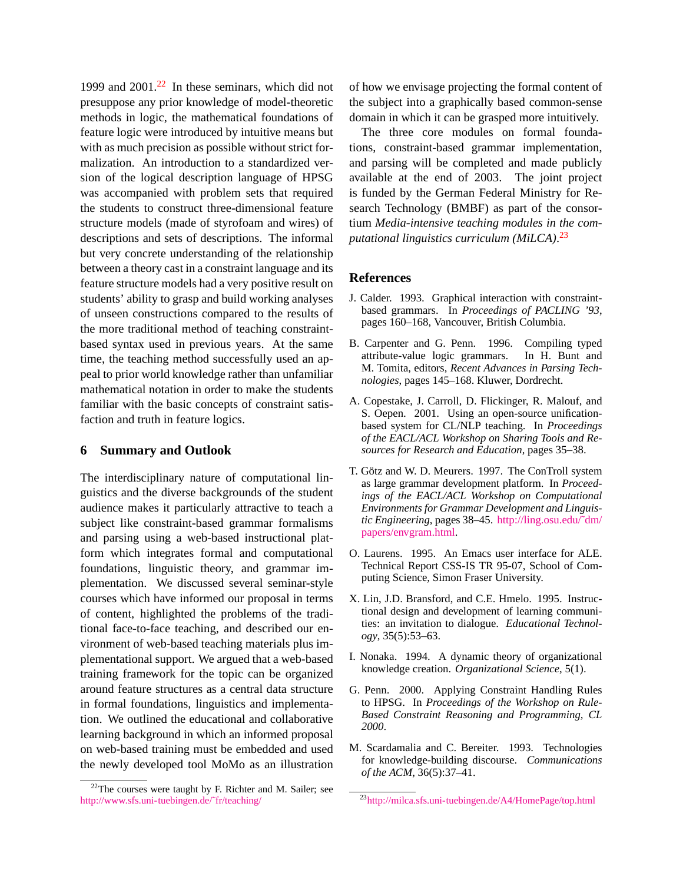1999 and 2001.[22] In these seminars, which did not presuppose any prior knowledge of model-theoretic methods in logic, the mathematical foundations of feature logic were introduced by intuitive means but with as much precision as possible without strict formalization. An introduction to a standardized version of the logical description language of HPSG was accompanied with problem sets that required the students to construct three-dimensional feature structure models (made of styrofoam and wires) of descriptions and sets of descriptions. The informal but very concrete understanding of the relationship between a theory cast in a constraint language and its feature structure models had a very positive result on students' ability to grasp and build working analyses of unseen constructions compared to the results of the more traditional method of teaching constraint-based syntax used in previous years. At the same time, the teaching method successfully used an appeal to prior world knowledge rather than unfamiliar mathematical notation in order to make the students familiar with the basic concepts of constraint satisfaction and truth in feature logics.

## 6 Summary and Outlook

The interdisciplinary nature of computational linguistics and the diverse backgrounds of the student audience makes it particularly attractive to teach a subject like constraint-based grammar formalisms and parsing using a web-based instructional platform which integrates formal and computational foundations, linguistic theory, and grammar implementation. We discussed several seminar-style courses which have informed our proposal in terms of content, highlighted the problems of the traditional face-to-face teaching, and described our environment of web-based teaching materials plus implementational support. We argued that a web-based training framework for the topic can be organized around feature structures as a central data structure in formal foundations, linguistics and implementation. We outlined the educational and collaborative learning background in which an informed proposal on web-based training must be embedded and used the newly developed tool MoMo as an illustration of how we envisage projecting the formal content of the subject into a graphically based common-sense domain in which it can be grasped more intuitively.

The three core modules on formal foundations, constraint-based grammar implementation, and parsing will be completed and made publicly available at the end of 2003. The joint project is funded by the German Federal Ministry for Research Technology (BMBF) as part of the consortium *Media-intensive teaching modules in the computational linguistics curriculum (MiLCA)*.[23]

[22] The courses were taught by F. Richter and M. Sailer; see http://www.sfs.uni-tuebingen.de/~fr/teaching/

[23] http://milca.sfs.uni-tuebingen.de/A4/HomePage/top.html

## References

J. Calder. 1993. Graphical interaction with constraint-based grammars. In *Proceedings of PACLING '93*, pages 160–168, Vancouver, British Columbia.

B. Carpenter and G. Penn. 1996. Compiling typed attribute-value logic grammars. In H. Bunt and M. Tomita, editors, *Recent Advances in Parsing Technologies*, pages 145–168. Kluwer, Dordrecht.

A. Copestake, J. Carroll, D. Flickinger, R. Malouf, and S. Oepen. 2001. Using an open-source unification-based system for CL/NLP teaching. In *Proceedings of the EACL/ACL Workshop on Sharing Tools and Resources for Research and Education*, pages 35–38.

T. Götz and W. D. Meurers. 1997. The ConTroll system as large grammar development platform. In *Proceedings of the EACL/ACL Workshop on Computational Environments for Grammar Development and Linguistic Engineering*, pages 38–45. http://ling.osu.edu/~dm/papers/envgram.html.

O. Laurens. 1995. An Emacs user interface for ALE. Technical Report CSS-IS TR 95-07, School of Computing Science, Simon Fraser University.

X. Lin, J.D. Bransford, and C.E. Hmelo. 1995. Instructional design and development of learning communities: an invitation to dialogue. *Educational Technology*, 35(5):53–63.

I. Nonaka. 1994. A dynamic theory of organizational knowledge creation. *Organizational Science*, 5(1).

G. Penn. 2000. Applying Constraint Handling Rules to HPSG. In *Proceedings of the Workshop on Rule-Based Constraint Reasoning and Programming, CL 2000*.

M. Scardamalia and C. Bereiter. 1993. Technologies for knowledge-building discourse. *Communications of the ACM*, 36(5):37–41.